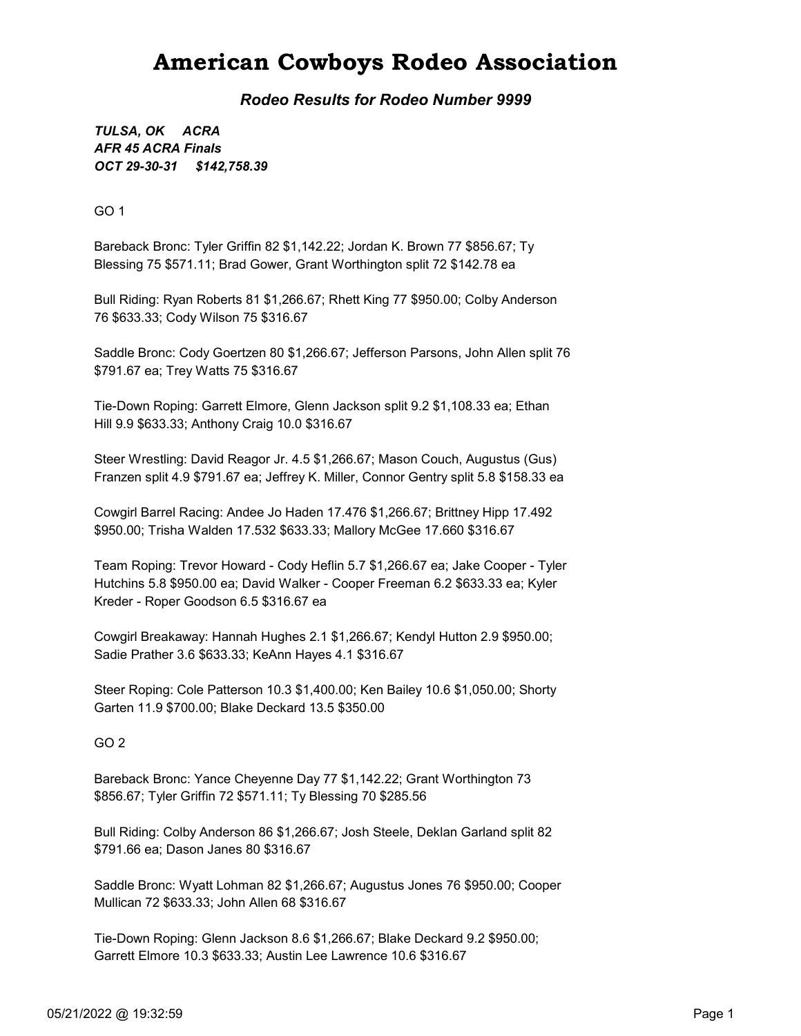# American Cowboys Rodeo Association

***Rodeo Results for Rodeo Number 9999***

***TULSA, OK ACRA***
***AFR 45 ACRA Finals***
***OCT 29-30-31 $142,758.39***

GO 1

Bareback Bronc: Tyler Griffin 82 $1,142.22; Jordan K. Brown 77 $856.67; Ty Blessing 75 $571.11; Brad Gower, Grant Worthington split 72 $142.78 ea

Bull Riding: Ryan Roberts 81 $1,266.67; Rhett King 77 $950.00; Colby Anderson 76 $633.33; Cody Wilson 75 $316.67

Saddle Bronc: Cody Goertzen 80 $1,266.67; Jefferson Parsons, John Allen split 76 $791.67 ea; Trey Watts 75 $316.67

Tie-Down Roping: Garrett Elmore, Glenn Jackson split 9.2 $1,108.33 ea; Ethan Hill 9.9 $633.33; Anthony Craig 10.0 $316.67

Steer Wrestling: David Reagor Jr. 4.5 $1,266.67; Mason Couch, Augustus (Gus) Franzen split 4.9 $791.67 ea; Jeffrey K. Miller, Connor Gentry split 5.8 $158.33 ea

Cowgirl Barrel Racing: Andee Jo Haden 17.476 $1,266.67; Brittney Hipp 17.492 $950.00; Trisha Walden 17.532 $633.33; Mallory McGee 17.660 $316.67

Team Roping: Trevor Howard - Cody Heflin 5.7 $1,266.67 ea; Jake Cooper - Tyler Hutchins 5.8 $950.00 ea; David Walker - Cooper Freeman 6.2 $633.33 ea; Kyler Kreder - Roper Goodson 6.5 $316.67 ea

Cowgirl Breakaway: Hannah Hughes 2.1 $1,266.67; Kendyl Hutton 2.9 $950.00; Sadie Prather 3.6 $633.33; KeAnn Hayes 4.1 $316.67

Steer Roping: Cole Patterson 10.3 $1,400.00; Ken Bailey 10.6 $1,050.00; Shorty Garten 11.9 $700.00; Blake Deckard 13.5 $350.00

GO 2

Bareback Bronc: Yance Cheyenne Day 77 $1,142.22; Grant Worthington 73 $856.67; Tyler Griffin 72 $571.11; Ty Blessing 70 $285.56

Bull Riding: Colby Anderson 86 $1,266.67; Josh Steele, Deklan Garland split 82 $791.66 ea; Dason Janes 80 $316.67

Saddle Bronc: Wyatt Lohman 82 $1,266.67; Augustus Jones 76 $950.00; Cooper Mullican 72 $633.33; John Allen 68 $316.67

Tie-Down Roping: Glenn Jackson 8.6 $1,266.67; Blake Deckard 9.2 $950.00; Garrett Elmore 10.3 $633.33; Austin Lee Lawrence 10.6 $316.67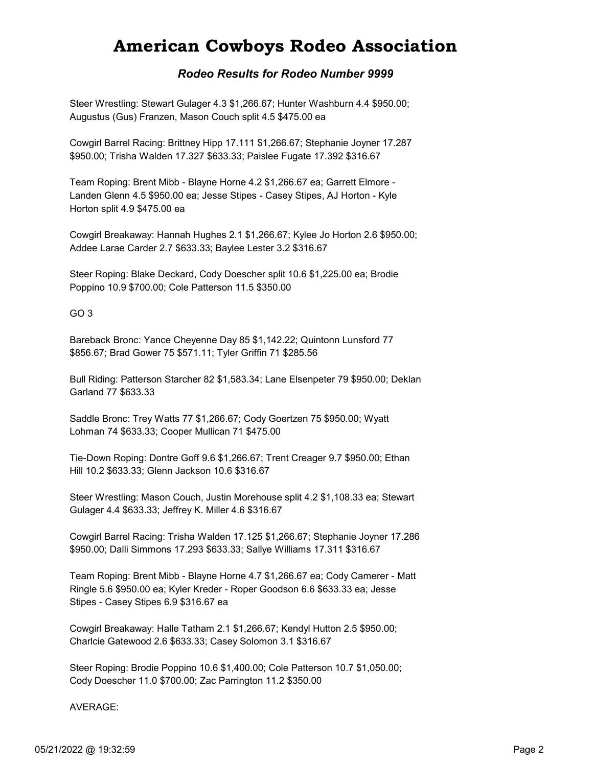# American Cowboys Rodeo Association

### *Rodeo Results for Rodeo Number 9999*

Steer Wrestling: Stewart Gulager 4.3 $1,266.67; Hunter Washburn 4.4 $950.00; Augustus (Gus) Franzen, Mason Couch split 4.5 $475.00 ea

Cowgirl Barrel Racing: Brittney Hipp 17.111 $1,266.67; Stephanie Joyner 17.287 $950.00; Trisha Walden 17.327 $633.33; Paislee Fugate 17.392 $316.67

Team Roping: Brent Mibb - Blayne Horne 4.2 $1,266.67 ea; Garrett Elmore - Landen Glenn 4.5 $950.00 ea; Jesse Stipes - Casey Stipes, AJ Horton - Kyle Horton split 4.9 $475.00 ea

Cowgirl Breakaway: Hannah Hughes 2.1 $1,266.67; Kylee Jo Horton 2.6 $950.00; Addee Larae Carder 2.7 $633.33; Baylee Lester 3.2 $316.67

Steer Roping: Blake Deckard, Cody Doescher split 10.6 $1,225.00 ea; Brodie Poppino 10.9 $700.00; Cole Patterson 11.5 $350.00

GO 3

Bareback Bronc: Yance Cheyenne Day 85 $1,142.22; Quintonn Lunsford 77 $856.67; Brad Gower 75 $571.11; Tyler Griffin 71 $285.56

Bull Riding: Patterson Starcher 82 $1,583.34; Lane Elsenpeter 79 $950.00; Deklan Garland 77 $633.33

Saddle Bronc: Trey Watts 77 $1,266.67; Cody Goertzen 75 $950.00; Wyatt Lohman 74 $633.33; Cooper Mullican 71 $475.00

Tie-Down Roping: Dontre Goff 9.6 $1,266.67; Trent Creager 9.7 $950.00; Ethan Hill 10.2 $633.33; Glenn Jackson 10.6 $316.67

Steer Wrestling: Mason Couch, Justin Morehouse split 4.2 $1,108.33 ea; Stewart Gulager 4.4 $633.33; Jeffrey K. Miller 4.6 $316.67

Cowgirl Barrel Racing: Trisha Walden 17.125 $1,266.67; Stephanie Joyner 17.286 $950.00; Dalli Simmons 17.293 $633.33; Sallye Williams 17.311 $316.67

Team Roping: Brent Mibb - Blayne Horne 4.7 $1,266.67 ea; Cody Camerer - Matt Ringle 5.6 $950.00 ea; Kyler Kreder - Roper Goodson 6.6 $633.33 ea; Jesse Stipes - Casey Stipes 6.9 $316.67 ea

Cowgirl Breakaway: Halle Tatham 2.1 $1,266.67; Kendyl Hutton 2.5 $950.00; Charlcie Gatewood 2.6 $633.33; Casey Solomon 3.1 $316.67

Steer Roping: Brodie Poppino 10.6 $1,400.00; Cole Patterson 10.7 $1,050.00; Cody Doescher 11.0 $700.00; Zac Parrington 11.2 $350.00

AVERAGE: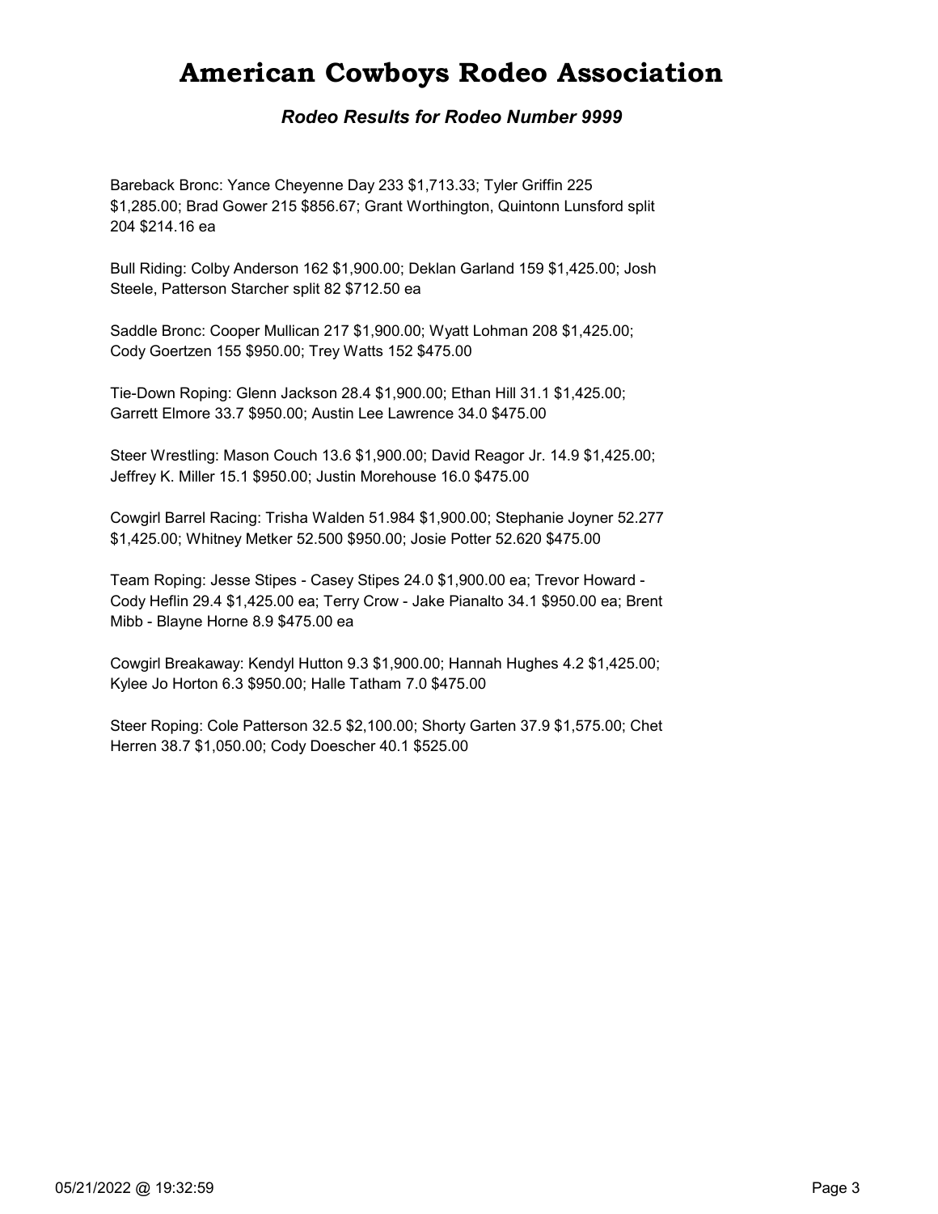# American Cowboys Rodeo Association

### *Rodeo Results for Rodeo Number 9999*

Bareback Bronc: Yance Cheyenne Day 233 $1,713.33; Tyler Griffin 225 $1,285.00; Brad Gower 215 $856.67; Grant Worthington, Quintonn Lunsford split 204 $214.16 ea

Bull Riding: Colby Anderson 162 $1,900.00; Deklan Garland 159 $1,425.00; Josh Steele, Patterson Starcher split 82 $712.50 ea

Saddle Bronc: Cooper Mullican 217 $1,900.00; Wyatt Lohman 208 $1,425.00; Cody Goertzen 155 $950.00; Trey Watts 152 $475.00

Tie-Down Roping: Glenn Jackson 28.4 $1,900.00; Ethan Hill 31.1 $1,425.00; Garrett Elmore 33.7 $950.00; Austin Lee Lawrence 34.0 $475.00

Steer Wrestling: Mason Couch 13.6 $1,900.00; David Reagor Jr. 14.9 $1,425.00; Jeffrey K. Miller 15.1 $950.00; Justin Morehouse 16.0 $475.00

Cowgirl Barrel Racing: Trisha Walden 51.984 $1,900.00; Stephanie Joyner 52.277 $1,425.00; Whitney Metker 52.500 $950.00; Josie Potter 52.620 $475.00

Team Roping: Jesse Stipes - Casey Stipes 24.0 $1,900.00 ea; Trevor Howard - Cody Heflin 29.4 $1,425.00 ea; Terry Crow - Jake Pianalto 34.1 $950.00 ea; Brent Mibb - Blayne Horne 8.9 $475.00 ea

Cowgirl Breakaway: Kendyl Hutton 9.3 $1,900.00; Hannah Hughes 4.2 $1,425.00; Kylee Jo Horton 6.3 $950.00; Halle Tatham 7.0 $475.00

Steer Roping: Cole Patterson 32.5 $2,100.00; Shorty Garten 37.9 $1,575.00; Chet Herren 38.7 $1,050.00; Cody Doescher 40.1 $525.00

05/21/2022 @ 19:32:59